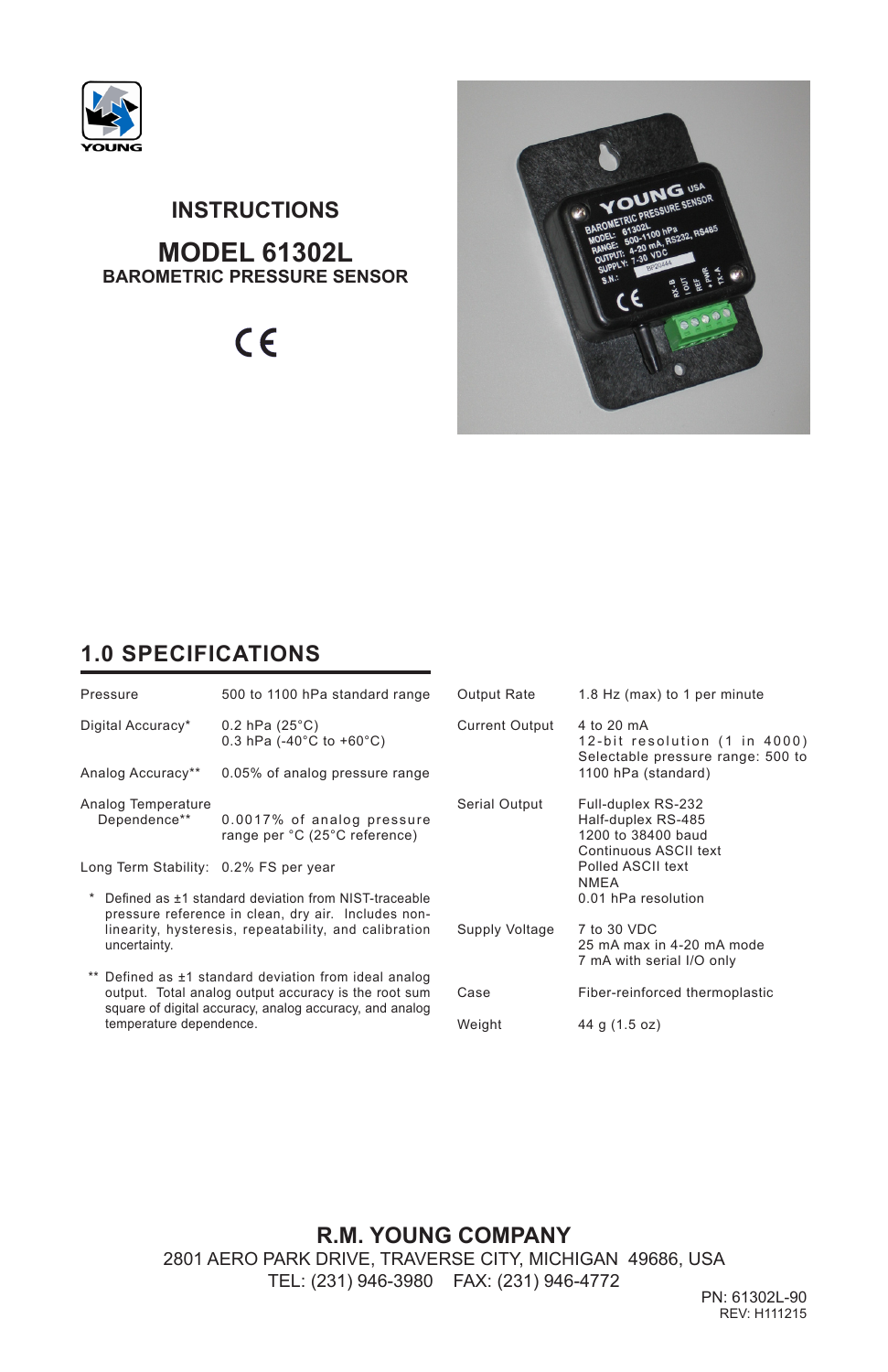YOUNG

# INSTRUCTIONS

# MODEL 61302L

## BAROMETRIC PRESSURE SENSOR

CE

## 1.0 SPECIFICATIONS

| | |
|---|---|
| Pressure | 500 to 1100 hPa standard range |
| Digital Accuracy* | 0.2 hPa (25°C)<br>0.3 hPa (-40°C to +60°C) |
| Analog Accuracy** | 0.05% of analog pressure range |
| Analog Temperature Dependence** | 0.0017% of analog pressure range per °C (25°C reference) |
| Long Term Stability: | 0.2% FS per year |

\* Defined as ±1 standard deviation from NIST-traceable pressure reference in clean, dry air. Includes non-linearity, hysteresis, repeatability, and calibration uncertainty.

\** Defined as ±1 standard deviation from ideal analog output. Total analog output accuracy is the root sum square of digital accuracy, analog accuracy, and analog temperature dependence.

| | |
|---|---|
| Output Rate | 1.8 Hz (max) to 1 per minute |
| Current Output | 4 to 20 mA<br>12-bit resolution (1 in 4000)<br>Selectable pressure range: 500 to 1100 hPa (standard) |
| Serial Output | Full-duplex RS-232<br>Half-duplex RS-485<br>1200 to 38400 baud<br>Continuous ASCII text<br>Polled ASCII text<br>NMEA<br>0.01 hPa resolution |
| Supply Voltage | 7 to 30 VDC<br>25 mA max in 4-20 mA mode<br>7 mA with serial I/O only |
| Case | Fiber-reinforced thermoplastic |
| Weight | 44 g (1.5 oz) |

**R.M. YOUNG COMPANY**

2801 AERO PARK DRIVE, TRAVERSE CITY, MICHIGAN 49686, USA

TEL: (231) 946-3980 FAX: (231) 946-4772

PN: 61302L-90

REV: H111215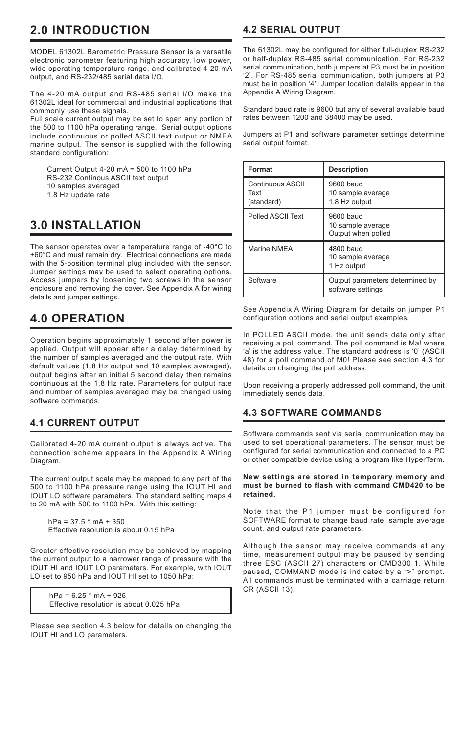# 2.0 INTRODUCTION

MODEL 61302L Barometric Pressure Sensor is a versatile electronic barometer featuring high accuracy, low power, wide operating temperature range, and calibrated 4-20 mA output, and RS-232/485 serial data I/O.

The 4-20 mA output and RS-485 serial I/O make the 61302L ideal for commercial and industrial applications that commonly use these signals.
Full scale current output may be set to span any portion of the 500 to 1100 hPa operating range. Serial output options include continuous or polled ASCII text output or NMEA marine output. The sensor is supplied with the following standard configuration:

Current Output 4-20 mA = 500 to 1100 hPa
RS-232 Continous ASCII text output
10 samples averaged
1.8 Hz update rate

# 3.0 INSTALLATION

The sensor operates over a temperature range of -40°C to +60°C and must remain dry. Electrical connections are made with the 5-position terminal plug included with the sensor. Jumper settings may be used to select operating options. Access jumpers by loosening two screws in the sensor enclosure and removing the cover. See Appendix A for wiring details and jumper settings.

# 4.0 OPERATION

Operation begins approximately 1 second after power is applied. Output will appear after a delay determined by the number of samples averaged and the output rate. With default values (1.8 Hz output and 10 samples averaged), output begins after an initial 5 second delay then remains continuous at the 1.8 Hz rate. Parameters for output rate and number of samples averaged may be changed using software commands.

## 4.1 CURRENT OUTPUT

Calibrated 4-20 mA current output is always active. The connection scheme appears in the Appendix A Wiring Diagram.

The current output scale may be mapped to any part of the 500 to 1100 hPa pressure range using the IOUT HI and IOUT LO software parameters. The standard setting maps 4 to 20 mA with 500 to 1100 hPa. With this setting:

hPa = 37.5 * mA + 350
Effective resolution is about 0.15 hPa

Greater effective resolution may be achieved by mapping the current output to a narrower range of pressure with the IOUT HI and IOUT LO parameters. For example, with IOUT LO set to 950 hPa and IOUT HI set to 1050 hPa:

hPa = 6.25 * mA + 925
Effective resolution is about 0.025 hPa

Please see section 4.3 below for details on changing the IOUT HI and LO parameters.

## 4.2 SERIAL OUTPUT

The 61302L may be configured for either full-duplex RS-232 or half-duplex RS-485 serial communication. For RS-232 serial communication, both jumpers at P3 must be in position '2'. For RS-485 serial communication, both jumpers at P3 must be in position '4'. Jumper location details appear in the Appendix A Wiring Diagram.

Standard baud rate is 9600 but any of several available baud rates between 1200 and 38400 may be used.

Jumpers at P1 and software parameter settings determine serial output format.

| Format | Description |
|---|---|
| Continuous ASCII Text (standard) | 9600 baud<br>10 sample average<br>1.8 Hz output |
| Polled ASCII Text | 9600 baud<br>10 sample average<br>Output when polled |
| Marine NMEA | 4800 baud<br>10 sample average<br>1 Hz output |
| Software | Output parameters determined by software settings |

See Appendix A Wiring Diagram for details on jumper P1 configuration options and serial output examples.

In POLLED ASCII mode, the unit sends data only after receiving a poll command. The poll command is Ma! where 'a' is the address value. The standard address is '0' (ASCII 48) for a poll command of M0! Please see section 4.3 for details on changing the poll address.

Upon receiving a properly addressed poll command, the unit immediately sends data.

## 4.3 SOFTWARE COMMANDS

Software commands sent via serial communication may be used to set operational parameters. The sensor must be configured for serial communication and connected to a PC or other compatible device using a program like HyperTerm.

**New settings are stored in temporary memory and must be burned to flash with command CMD420 to be retained.**

Note that the P1 jumper must be configured for SOFTWARE format to change baud rate, sample average count, and output rate parameters.

Although the sensor may receive commands at any time, measurement output may be paused by sending three ESC (ASCII 27) characters or CMD300 1. While paused, COMMAND mode is indicated by a ">" prompt. All commands must be terminated with a carriage return CR (ASCII 13).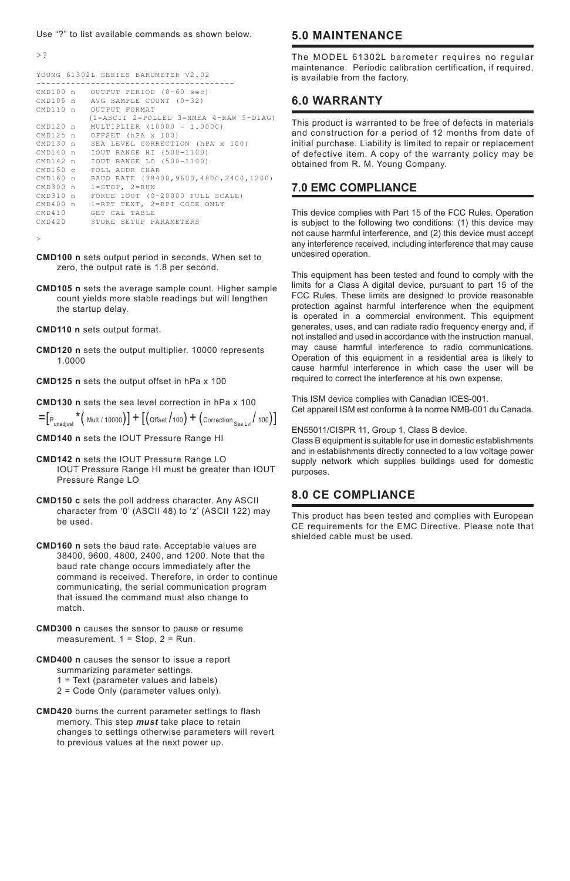Use “?” to list available commands as shown below.

```
>?

YOUNG 61302L SERIES BAROMETER V2.02
----------------------------------------
CMD100 n   OUTPUT PERIOD (0-60 sec)
CMD105 n   AVG SAMPLE COUNT (0-32)
CMD110 n   OUTPUT FORMAT
           (1=ASCII 2=POLLED 3=NMEA 4-RAW 5-DIAG)
CMD120 n   MULTIPLIER (10000 = 1.0000)
CMD125 n   OFFSET (hPA x 100)
CMD130 n   SEA LEVEL CORRECTION (hPA x 100)
CMD140 n   IOUT RANGE HI (500-1100)
CMD142 n   IOUT RANGE LO (500-1100)
CMD150 c   POLL ADDR CHAR
CMD160 n   BAUD RATE (38400,9600,4800,2400,1200)
CMD300 n   1=STOP, 2=RUN
CMD310 n   FORCE IOUT (0-20000 FULL SCALE)
CMD400 n   1=RPT TEXT, 2=RPT CODE ONLY
CMD410     GET CAL TABLE
CMD420     STORE SETUP PARAMETERS

>
```

**CMD100 n** sets output period in seconds. When set to zero, the output rate is 1.8 per second.

**CMD105 n** sets the average sample count. Higher sample count yields more stable readings but will lengthen the startup delay.

**CMD110 n** sets output format.

**CMD120 n** sets the output multiplier. 10000 represents 1.0000

**CMD125 n** sets the output offset in hPa x 100

**CMD130 n** sets the sea level correction in hPa x 100

$$= \left[ P_{unadjust} * \left( {}^{Mult}/_{10000} \right) \right] + \left[ \left( {}^{Offset}/_{100} \right) + \left( {}^{Correction_{Sea\ Lvl}}/_{100} \right) \right]$$

**CMD140 n** sets the IOUT Pressure Range HI

**CMD142 n** sets the IOUT Pressure Range LO
IOUT Pressure Range HI must be greater than IOUT Pressure Range LO

**CMD150 c** sets the poll address character. Any ASCII character from ‘0’ (ASCII 48) to ‘z’ (ASCII 122) may be used.

**CMD160 n** sets the baud rate. Acceptable values are 38400, 9600, 4800, 2400, and 1200. Note that the baud rate change occurs immediately after the command is received. Therefore, in order to continue communicating, the serial communication program that issued the command must also change to match.

**CMD300 n** causes the sensor to pause or resume measurement. 1 = Stop, 2 = Run.

**CMD400 n** causes the sensor to issue a report summarizing parameter settings.
1 = Text (parameter values and labels)
2 = Code Only (parameter values only).

**CMD420** burns the current parameter settings to flash memory. This step ***must*** take place to retain changes to settings otherwise parameters will revert to previous values at the next power up.

## 5.0 MAINTENANCE

The MODEL 61302L barometer requires no regular maintenance. Periodic calibration certification, if required, is available from the factory.

## 6.0 WARRANTY

This product is warranted to be free of defects in materials and construction for a period of 12 months from date of initial purchase. Liability is limited to repair or replacement of defective item. A copy of the warranty policy may be obtained from R. M. Young Company.

## 7.0 EMC COMPLIANCE

This device complies with Part 15 of the FCC Rules. Operation is subject to the following two conditions: (1) this device may not cause harmful interference, and (2) this device must accept any interference received, including interference that may cause undesired operation.

This equipment has been tested and found to comply with the limits for a Class A digital device, pursuant to part 15 of the FCC Rules. These limits are designed to provide reasonable protection against harmful interference when the equipment is operated in a commercial environment. This equipment generates, uses, and can radiate radio frequency energy and, if not installed and used in accordance with the instruction manual, may cause harmful interference to radio communications. Operation of this equipment in a residential area is likely to cause harmful interference in which case the user will be required to correct the interference at his own expense.

This ISM device complies with Canadian ICES-001.
Cet appareil ISM est conforme à la norme NMB-001 du Canada.

EN55011/CISPR 11, Group 1, Class B device.
Class B equipment is suitable for use in domestic establishments and in establishments directly connected to a low voltage power supply network which supplies buildings used for domestic purposes.

## 8.0 CE COMPLIANCE

This product has been tested and complies with European CE requirements for the EMC Directive. Please note that shielded cable must be used.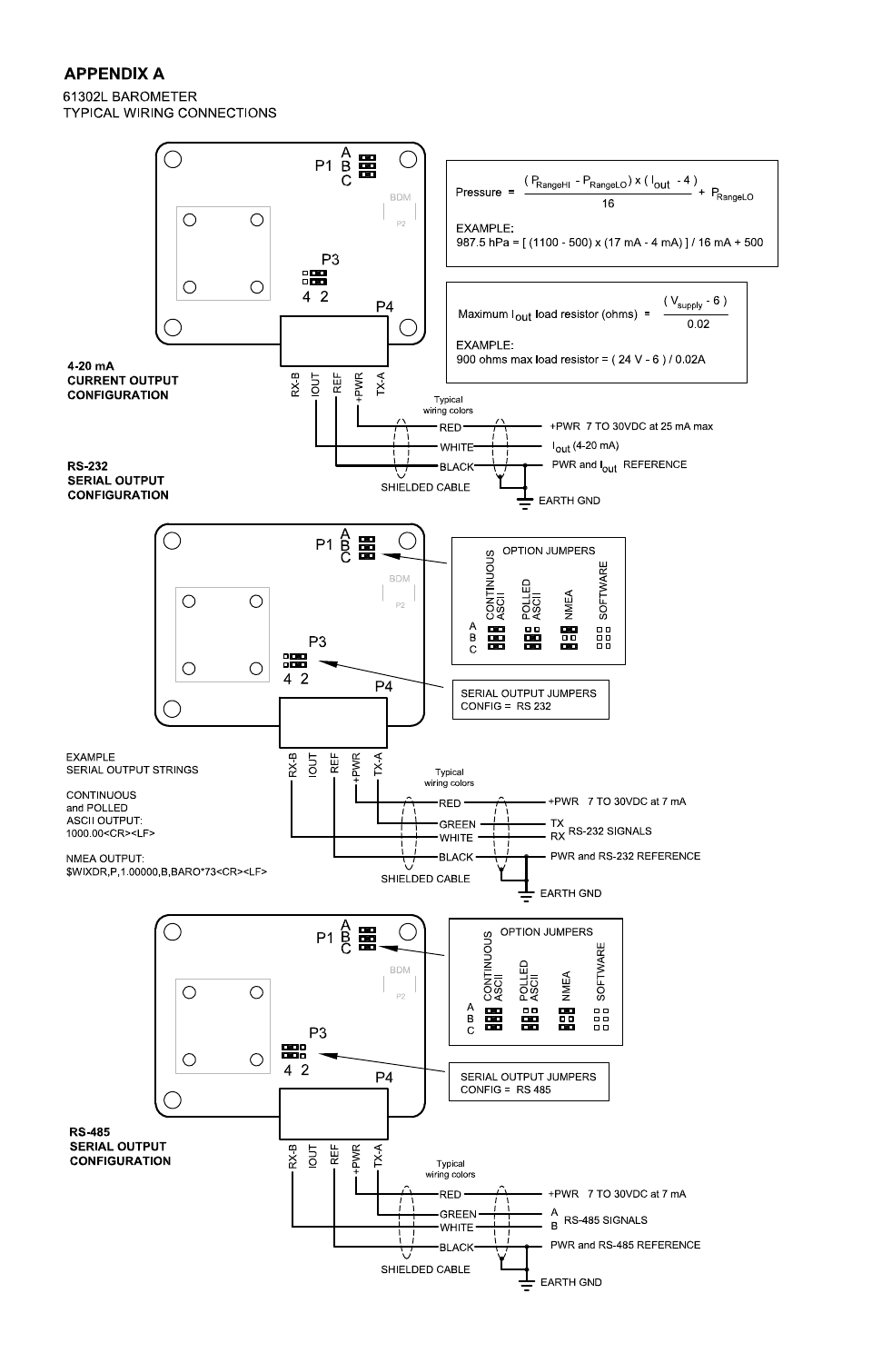## APPENDIX A

61302L BAROMETER
TYPICAL WIRING CONNECTIONS

P1 A B C

BDM
P2

P3
4 2

P4

$$\text{Pressure} = \frac{(P_{RangeHI} - P_{RangeLO}) \times (I_{out} - 4)}{16} + P_{RangeLO}$$

EXAMPLE:
987.5 hPa = [ (1100 - 500) x (17 mA - 4 mA) ] / 16 mA + 500

$$\text{Maximum } I_{out} \text{ load resistor (ohms)} = \frac{(V_{supply} - 6)}{0.02}$$

EXAMPLE:
900 ohms max load resistor = ( 24 V - 6 ) / 0.02A

**4-20 mA CURRENT OUTPUT CONFIGURATION**

RX-B IOUT REF +PWR TX-A

Typical wiring colors

RED — +PWR 7 TO 30VDC at 25 mA max
WHITE — $I_{out}$ (4-20 mA)
BLACK — PWR and $I_{out}$ REFERENCE
SHIELDED CABLE
EARTH GND

**RS-232 SERIAL OUTPUT CONFIGURATION**

P1 A B C

BDM
P2

P3
4 2

P4

OPTION JUMPERS
A B C
CONTINUOUS ASCII
POLLED ASCII
NMEA
SOFTWARE

SERIAL OUTPUT JUMPERS
CONFIG = RS 232

EXAMPLE
SERIAL OUTPUT STRINGS

CONTINUOUS
and POLLED
ASCII OUTPUT:
1000.00<CR><LF>

NMEA OUTPUT:
$WIXDR,P,1.00000,B,BARO*73<CR><LF>

RX-B IOUT REF +PWR TX-A

Typical wiring colors

RED — +PWR 7 TO 30VDC at 7 mA
GREEN — TX
WHITE — RX
RS-232 SIGNALS
BLACK — PWR and RS-232 REFERENCE
SHIELDED CABLE
EARTH GND

P1 A B C

BDM
P2

P3
4 2

P4

OPTION JUMPERS
A B C
CONTINUOUS ASCII
POLLED ASCII
NMEA
SOFTWARE

SERIAL OUTPUT JUMPERS
CONFIG = RS 485

**RS-485 SERIAL OUTPUT CONFIGURATION**

RX-B IOUT REF +PWR TX-A

Typical wiring colors

RED — +PWR 7 TO 30VDC at 7 mA
GREEN — A
WHITE — B
RS-485 SIGNALS
BLACK — PWR and RS-485 REFERENCE
SHIELDED CABLE
EARTH GND